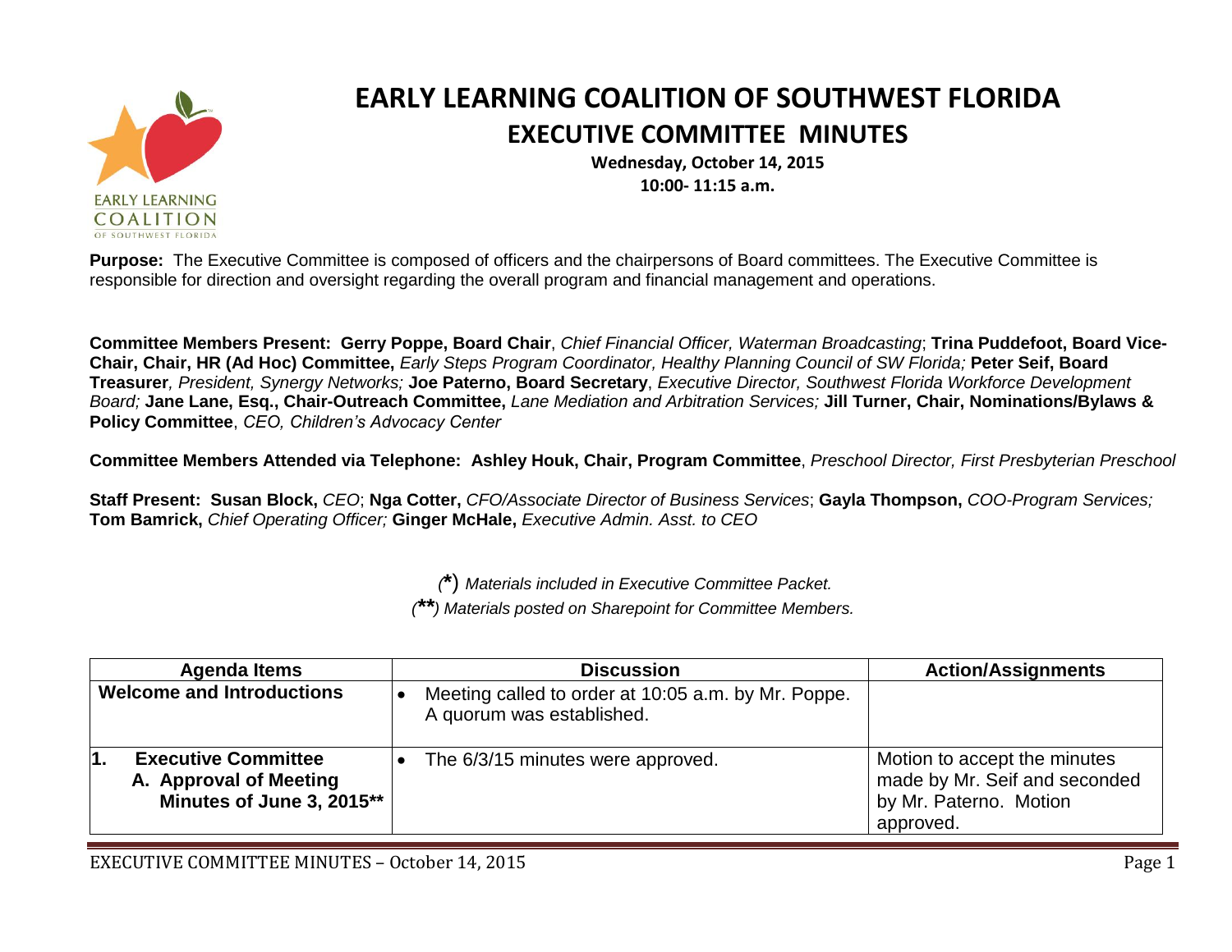# EARLY LEARNING COALITION OF SOUTHWEST FLORIDA

## EXECUTIVE COMMITTEE MINUTES

**Wednesday, October 14, 2015**
**10:00- 11:15 a.m.**

**Purpose:** The Executive Committee is composed of officers and the chairpersons of Board committees. The Executive Committee is responsible for direction and oversight regarding the overall program and financial management and operations.

**Committee Members Present: Gerry Poppe, Board Chair**, *Chief Financial Officer, Waterman Broadcasting*; **Trina Puddefoot, Board Vice-Chair, Chair, HR (Ad Hoc) Committee,** *Early Steps Program Coordinator, Healthy Planning Council of SW Florida;* **Peter Seif, Board Treasurer***, President, Synergy Networks;* **Joe Paterno, Board Secretary**, *Executive Director, Southwest Florida Workforce Development Board;* **Jane Lane, Esq., Chair-Outreach Committee,** *Lane Mediation and Arbitration Services;* **Jill Turner, Chair, Nominations/Bylaws & Policy Committee**, *CEO, Children's Advocacy Center*

**Committee Members Attended via Telephone: Ashley Houk, Chair, Program Committee**, *Preschool Director, First Presbyterian Preschool*

**Staff Present: Susan Block,** *CEO*; **Nga Cotter,** *CFO/Associate Director of Business Services*; **Gayla Thompson,** *COO-Program Services;* **Tom Bamrick,** *Chief Operating Officer;* **Ginger McHale,** *Executive Admin. Asst. to CEO*

*(**\***) Materials included in Executive Committee Packet.*
*(**\*\***) Materials posted on Sharepoint for Committee Members.*

| Agenda Items | Discussion | Action/Assignments |
|---|---|---|
| **Welcome and Introductions** | • Meeting called to order at 10:05 a.m. by Mr. Poppe. A quorum was established. | |
| **1. Executive Committee** **A. Approval of Meeting Minutes of June 3, 2015\*\*** | • The 6/3/15 minutes were approved. | Motion to accept the minutes made by Mr. Seif and seconded by Mr. Paterno. Motion approved. |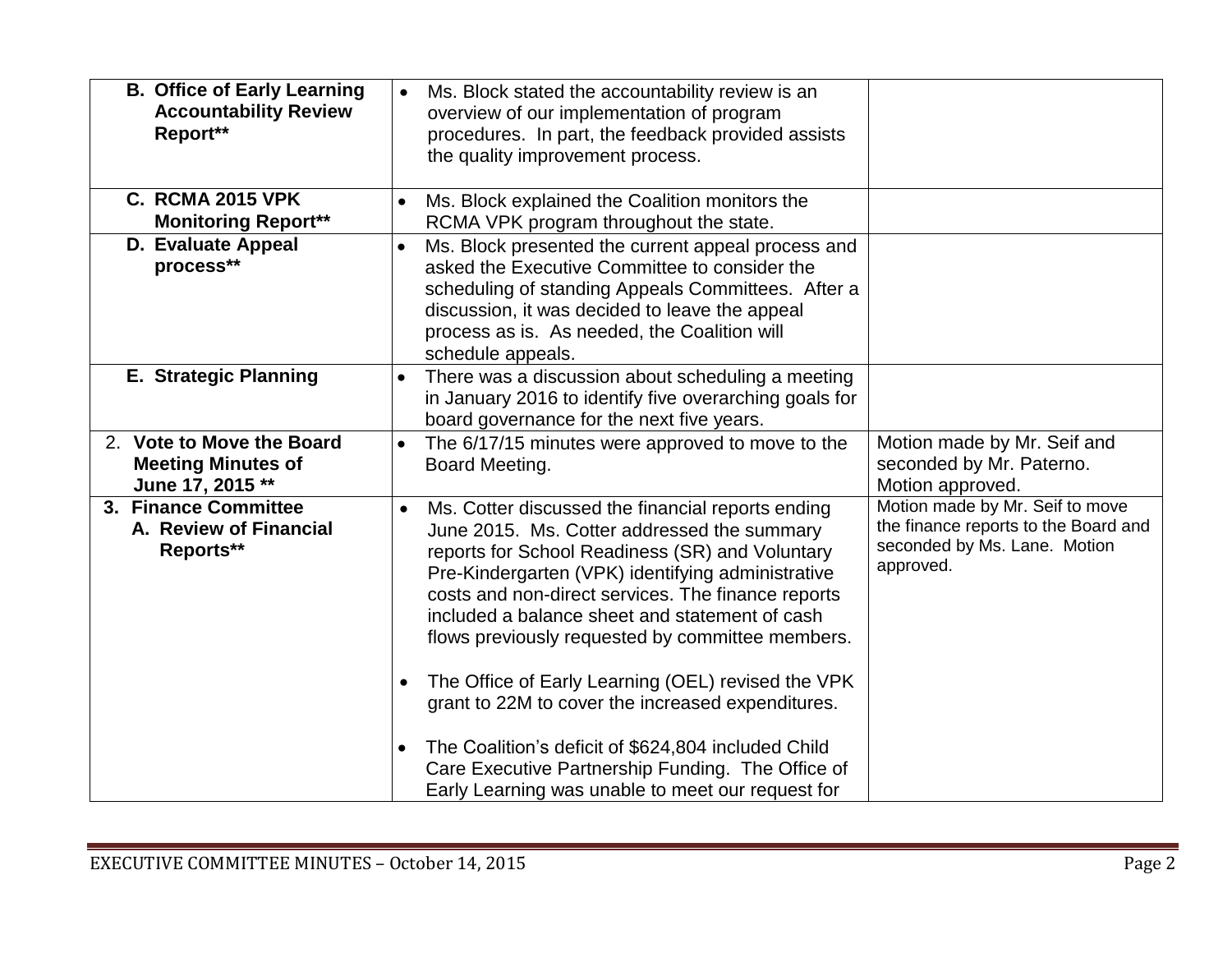| | | |
|---|---|---|
| **B. Office of Early Learning Accountability Review Report**** | • Ms. Block stated the accountability review is an overview of our implementation of program procedures. In part, the feedback provided assists the quality improvement process. | |
| **C. RCMA 2015 VPK Monitoring Report**** | • Ms. Block explained the Coalition monitors the RCMA VPK program throughout the state. | |
| **D. Evaluate Appeal process**** | • Ms. Block presented the current appeal process and asked the Executive Committee to consider the scheduling of standing Appeals Committees. After a discussion, it was decided to leave the appeal process as is. As needed, the Coalition will schedule appeals. | |
| **E. Strategic Planning** | • There was a discussion about scheduling a meeting in January 2016 to identify five overarching goals for board governance for the next five years. | |
| 2. **Vote to Move the Board Meeting Minutes of June 17, 2015 **** | • The 6/17/15 minutes were approved to move to the Board Meeting. | Motion made by Mr. Seif and seconded by Mr. Paterno. Motion approved. |
| **3. Finance Committee**<br>**A. Review of Financial Reports**** | • Ms. Cotter discussed the financial reports ending June 2015. Ms. Cotter addressed the summary reports for School Readiness (SR) and Voluntary Pre-Kindergarten (VPK) identifying administrative costs and non-direct services. The finance reports included a balance sheet and statement of cash flows previously requested by committee members.<br><br>• The Office of Early Learning (OEL) revised the VPK grant to 22M to cover the increased expenditures.<br><br>• The Coalition's deficit of $624,804 included Child Care Executive Partnership Funding. The Office of Early Learning was unable to meet our request for | Motion made by Mr. Seif to move the finance reports to the Board and seconded by Ms. Lane. Motion approved. |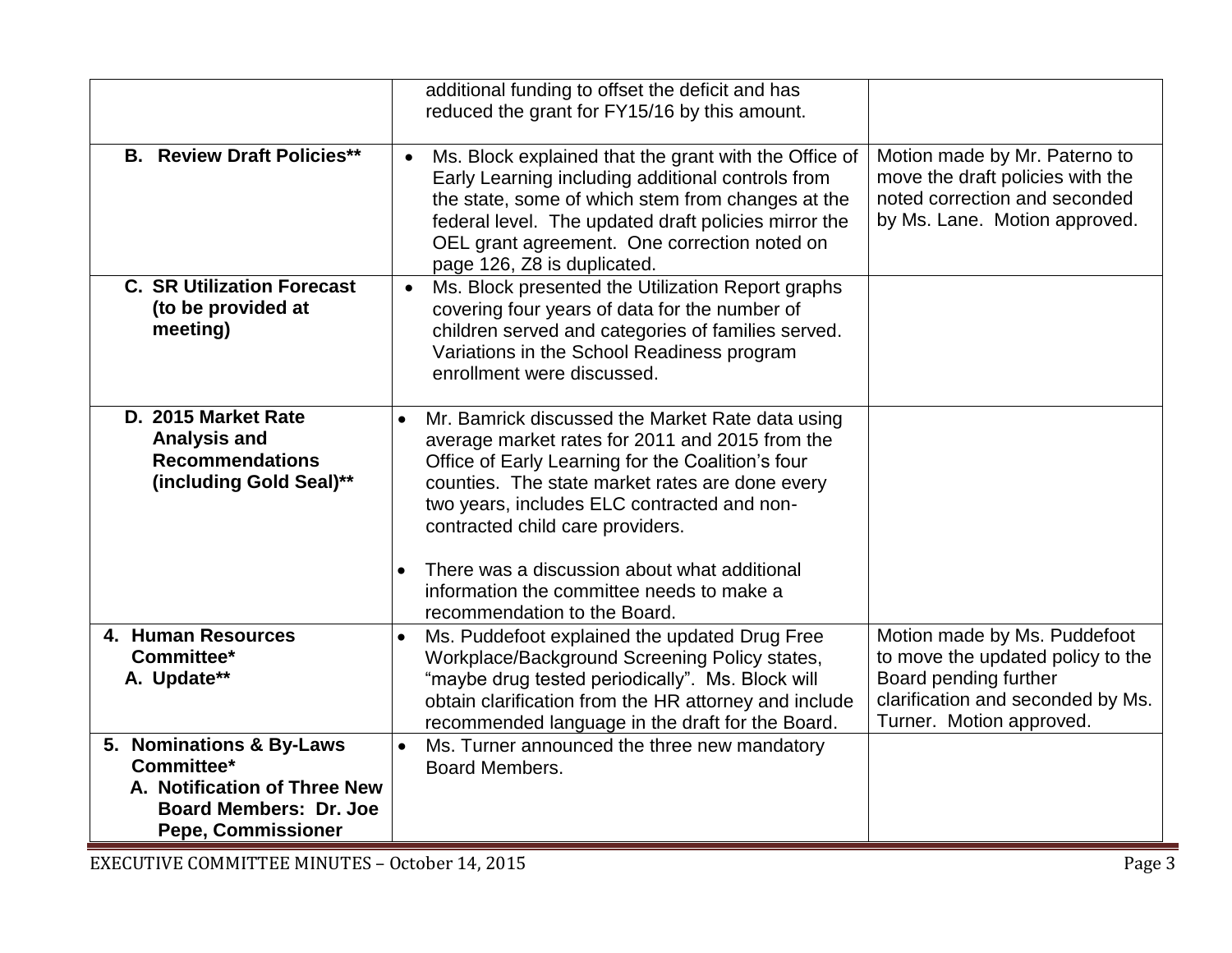| | | |
|---|---|---|
| | additional funding to offset the deficit and has reduced the grant for FY15/16 by this amount. | |
| **B. Review Draft Policies**** | • Ms. Block explained that the grant with the Office of Early Learning including additional controls from the state, some of which stem from changes at the federal level. The updated draft policies mirror the OEL grant agreement. One correction noted on page 126, Z8 is duplicated. | Motion made by Mr. Paterno to move the draft policies with the noted correction and seconded by Ms. Lane. Motion approved. |
| **C. SR Utilization Forecast (to be provided at meeting)** | • Ms. Block presented the Utilization Report graphs covering four years of data for the number of children served and categories of families served. Variations in the School Readiness program enrollment were discussed. | |
| **D. 2015 Market Rate Analysis and Recommendations (including Gold Seal)**** | • Mr. Bamrick discussed the Market Rate data using average market rates for 2011 and 2015 from the Office of Early Learning for the Coalition's four counties. The state market rates are done every two years, includes ELC contracted and non-contracted child care providers.<br><br>• There was a discussion about what additional information the committee needs to make a recommendation to the Board. | |
| **4. Human Resources Committee*<br>A. Update**** | • Ms. Puddefoot explained the updated Drug Free Workplace/Background Screening Policy states, "maybe drug tested periodically". Ms. Block will obtain clarification from the HR attorney and include recommended language in the draft for the Board. | Motion made by Ms. Puddefoot to move the updated policy to the Board pending further clarification and seconded by Ms. Turner. Motion approved. |
| **5. Nominations & By-Laws Committee*<br>A. Notification of Three New Board Members: Dr. Joe Pepe, Commissioner** | • Ms. Turner announced the three new mandatory Board Members. | |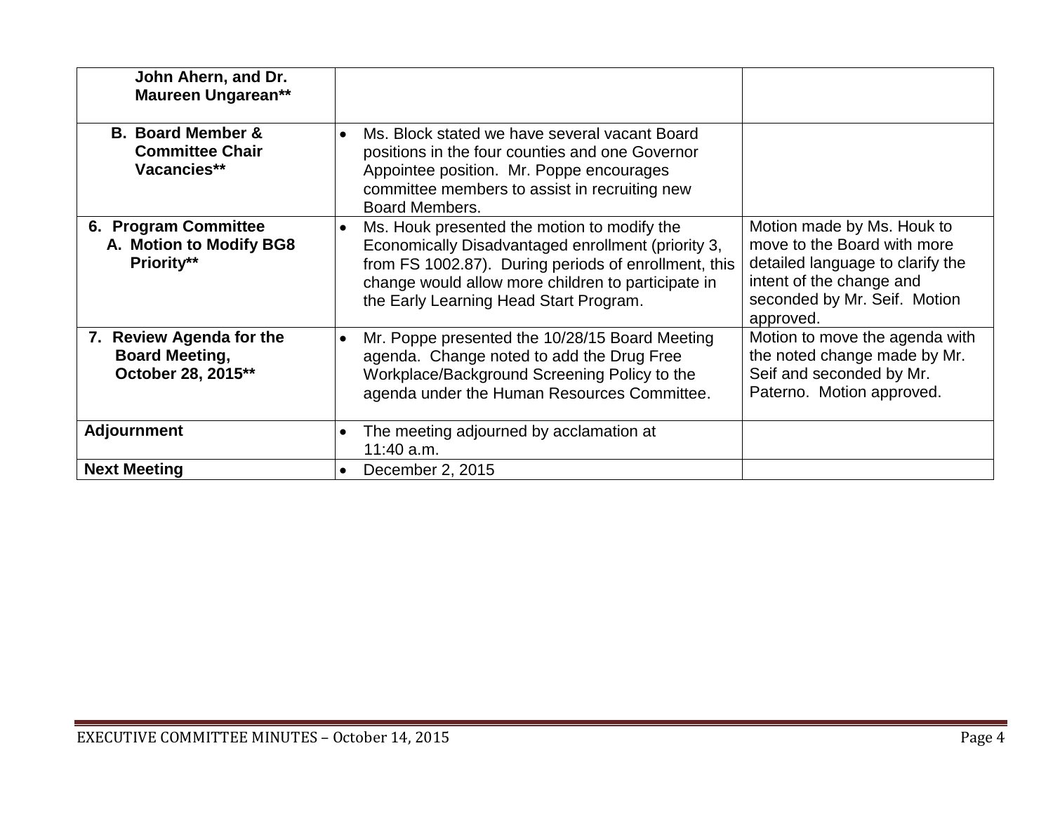| | | |
|---|---|---|
| **John Ahern, and Dr. Maureen Ungarean**** | | |
| **B. Board Member & Committee Chair Vacancies**** | • Ms. Block stated we have several vacant Board positions in the four counties and one Governor Appointee position. Mr. Poppe encourages committee members to assist in recruiting new Board Members. | |
| **6. Program Committee**<br>**A. Motion to Modify BG8 Priority**** | • Ms. Houk presented the motion to modify the Economically Disadvantaged enrollment (priority 3, from FS 1002.87). During periods of enrollment, this change would allow more children to participate in the Early Learning Head Start Program. | Motion made by Ms. Houk to move to the Board with more detailed language to clarify the intent of the change and seconded by Mr. Seif. Motion approved. |
| **7. Review Agenda for the Board Meeting, October 28, 2015**** | • Mr. Poppe presented the 10/28/15 Board Meeting agenda. Change noted to add the Drug Free Workplace/Background Screening Policy to the agenda under the Human Resources Committee. | Motion to move the agenda with the noted change made by Mr. Seif and seconded by Mr. Paterno. Motion approved. |
| **Adjournment** | • The meeting adjourned by acclamation at 11:40 a.m. | |
| **Next Meeting** | • December 2, 2015 | |